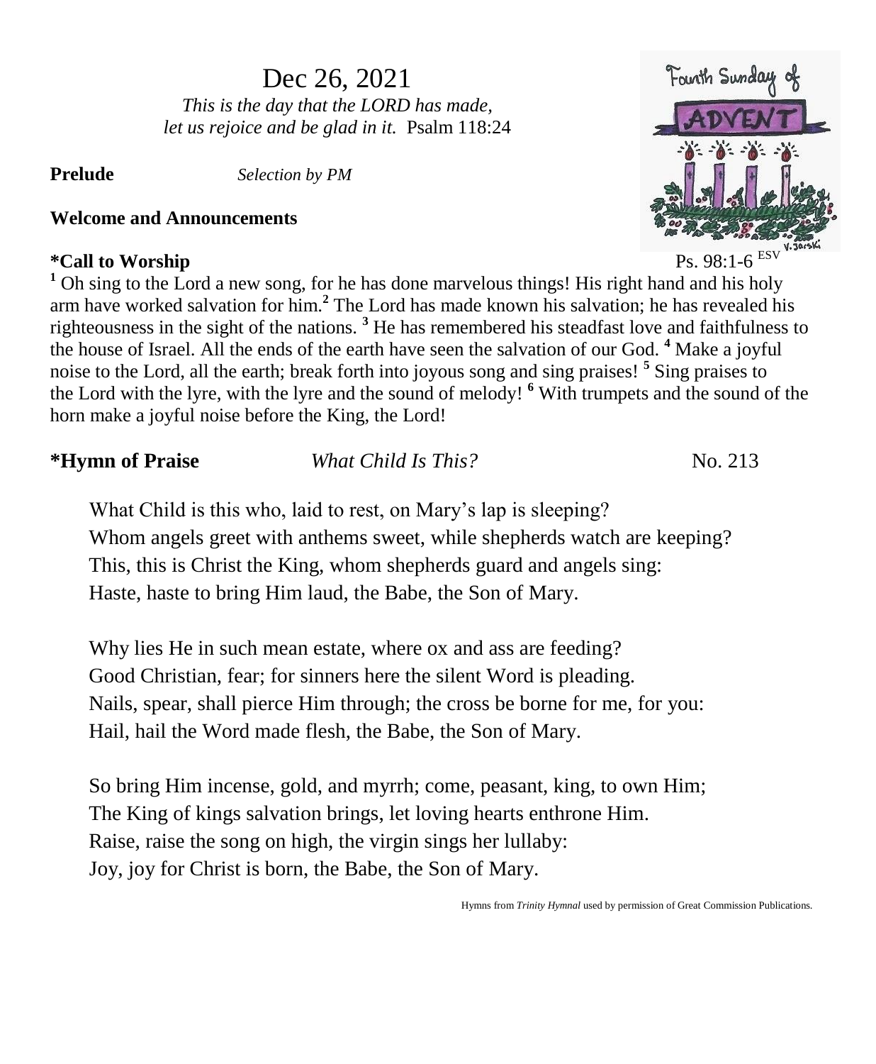# Dec 26, 2021

*This is the day that the LORD has made,*
*let us rejoice and be glad in it.* Psalm 118:24

Fourth Sunday of ADVENT

**Prelude** *Selection by PM*

**Welcome and Announcements**

**\*Call to Worship** Ps. 98:1-6 ESV

[1] Oh sing to the Lord a new song, for he has done marvelous things! His right hand and his holy arm have worked salvation for him.[2] The Lord has made known his salvation; he has revealed his righteousness in the sight of the nations. [3] He has remembered his steadfast love and faithfulness to the house of Israel. All the ends of the earth have seen the salvation of our God. [4] Make a joyful noise to the Lord, all the earth; break forth into joyous song and sing praises! [5] Sing praises to the Lord with the lyre, with the lyre and the sound of melody! [6] With trumpets and the sound of the horn make a joyful noise before the King, the Lord!

**\*Hymn of Praise** *What Child Is This?* No. 213

What Child is this who, laid to rest, on Mary's lap is sleeping?
Whom angels greet with anthems sweet, while shepherds watch are keeping?
This, this is Christ the King, whom shepherds guard and angels sing:
Haste, haste to bring Him laud, the Babe, the Son of Mary.

Why lies He in such mean estate, where ox and ass are feeding?
Good Christian, fear; for sinners here the silent Word is pleading.
Nails, spear, shall pierce Him through; the cross be borne for me, for you:
Hail, hail the Word made flesh, the Babe, the Son of Mary.

So bring Him incense, gold, and myrrh; come, peasant, king, to own Him;
The King of kings salvation brings, let loving hearts enthrone Him.
Raise, raise the song on high, the virgin sings her lullaby:
Joy, joy for Christ is born, the Babe, the Son of Mary.

Hymns from *Trinity Hymnal* used by permission of Great Commission Publications.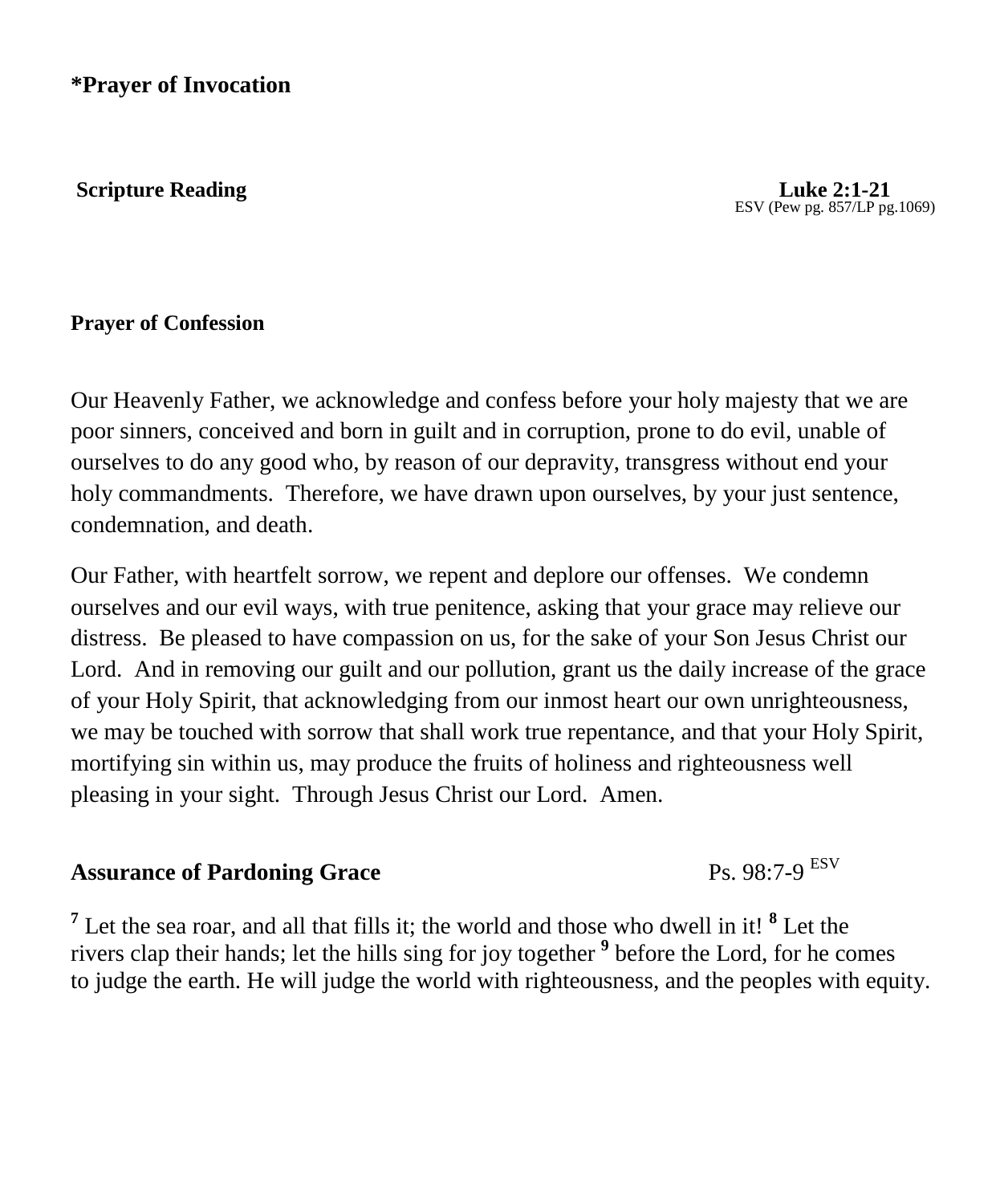**\*Prayer of Invocation**

**Scripture Reading** **Luke 2:1-21**
ESV (Pew pg. 857/LP pg.1069)

**Prayer of Confession**

Our Heavenly Father, we acknowledge and confess before your holy majesty that we are poor sinners, conceived and born in guilt and in corruption, prone to do evil, unable of ourselves to do any good who, by reason of our depravity, transgress without end your holy commandments. Therefore, we have drawn upon ourselves, by your just sentence, condemnation, and death.

Our Father, with heartfelt sorrow, we repent and deplore our offenses. We condemn ourselves and our evil ways, with true penitence, asking that your grace may relieve our distress. Be pleased to have compassion on us, for the sake of your Son Jesus Christ our Lord. And in removing our guilt and our pollution, grant us the daily increase of the grace of your Holy Spirit, that acknowledging from our inmost heart our own unrighteousness, we may be touched with sorrow that shall work true repentance, and that your Holy Spirit, mortifying sin within us, may produce the fruits of holiness and righteousness well pleasing in your sight. Through Jesus Christ our Lord. Amen.

**Assurance of Pardoning Grace** Ps. 98:7-9 [ESV]

**7** Let the sea roar, and all that fills it; the world and those who dwell in it! **8** Let the rivers clap their hands; let the hills sing for joy together **9** before the Lord, for he comes to judge the earth. He will judge the world with righteousness, and the peoples with equity.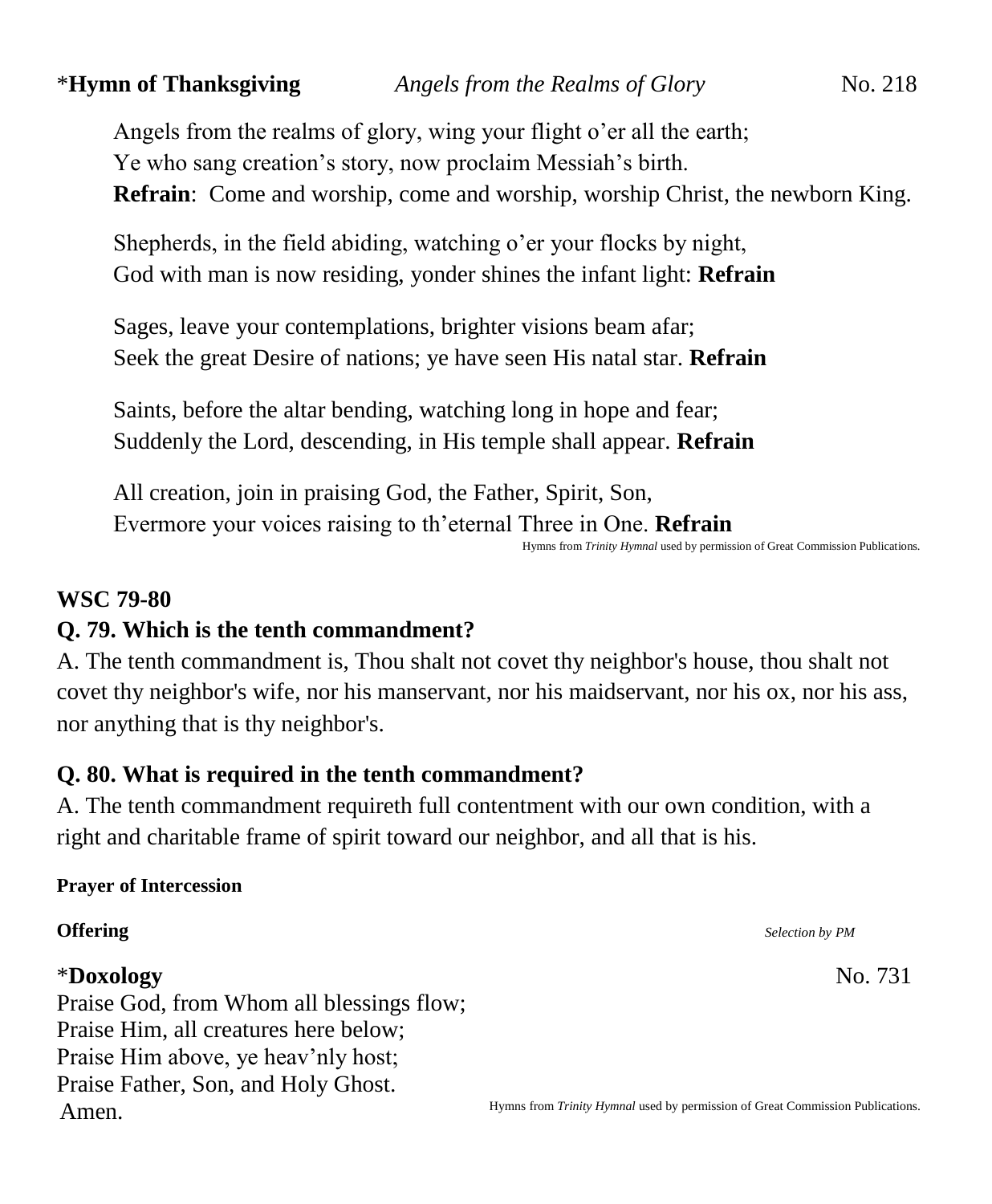\***Hymn of Thanksgiving** *Angels from the Realms of Glory* No. 218

Angels from the realms of glory, wing your flight o'er all the earth;
Ye who sang creation's story, now proclaim Messiah's birth.
**Refrain**: Come and worship, come and worship, worship Christ, the newborn King.

Shepherds, in the field abiding, watching o'er your flocks by night,
God with man is now residing, yonder shines the infant light: **Refrain**

Sages, leave your contemplations, brighter visions beam afar;
Seek the great Desire of nations; ye have seen His natal star. **Refrain**

Saints, before the altar bending, watching long in hope and fear;
Suddenly the Lord, descending, in His temple shall appear. **Refrain**

All creation, join in praising God, the Father, Spirit, Son,
Evermore your voices raising to th'eternal Three in One. **Refrain**

Hymns from *Trinity Hymnal* used by permission of Great Commission Publications.

**WSC 79-80**

**Q. 79. Which is the tenth commandment?**

A. The tenth commandment is, Thou shalt not covet thy neighbor's house, thou shalt not covet thy neighbor's wife, nor his manservant, nor his maidservant, nor his ox, nor his ass, nor anything that is thy neighbor's.

**Q. 80. What is required in the tenth commandment?**

A. The tenth commandment requireth full contentment with our own condition, with a right and charitable frame of spirit toward our neighbor, and all that is his.

**Prayer of Intercession**

**Offering** *Selection by PM*

\***Doxology** No. 731

Praise God, from Whom all blessings flow;
Praise Him, all creatures here below;
Praise Him above, ye heav'nly host;
Praise Father, Son, and Holy Ghost.
Amen.

Hymns from *Trinity Hymnal* used by permission of Great Commission Publications.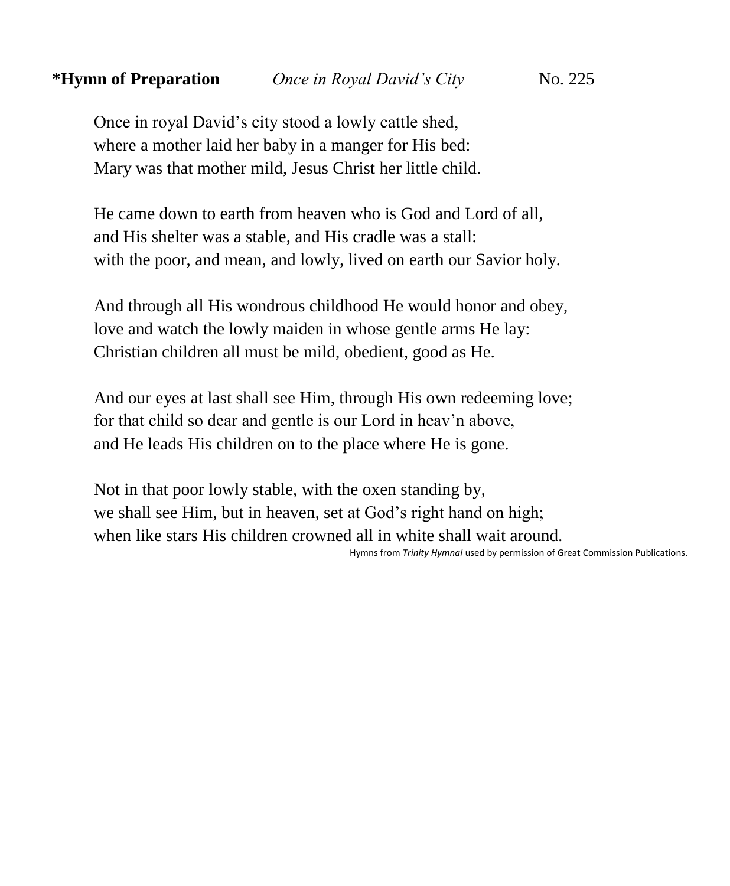**\*Hymn of Preparation** *Once in Royal David's City* No. 225

Once in royal David's city stood a lowly cattle shed,
where a mother laid her baby in a manger for His bed:
Mary was that mother mild, Jesus Christ her little child.

He came down to earth from heaven who is God and Lord of all,
and His shelter was a stable, and His cradle was a stall:
with the poor, and mean, and lowly, lived on earth our Savior holy.

And through all His wondrous childhood He would honor and obey,
love and watch the lowly maiden in whose gentle arms He lay:
Christian children all must be mild, obedient, good as He.

And our eyes at last shall see Him, through His own redeeming love;
for that child so dear and gentle is our Lord in heav'n above,
and He leads His children on to the place where He is gone.

Not in that poor lowly stable, with the oxen standing by,
we shall see Him, but in heaven, set at God's right hand on high;
when like stars His children crowned all in white shall wait around.

Hymns from *Trinity Hymnal* used by permission of Great Commission Publications.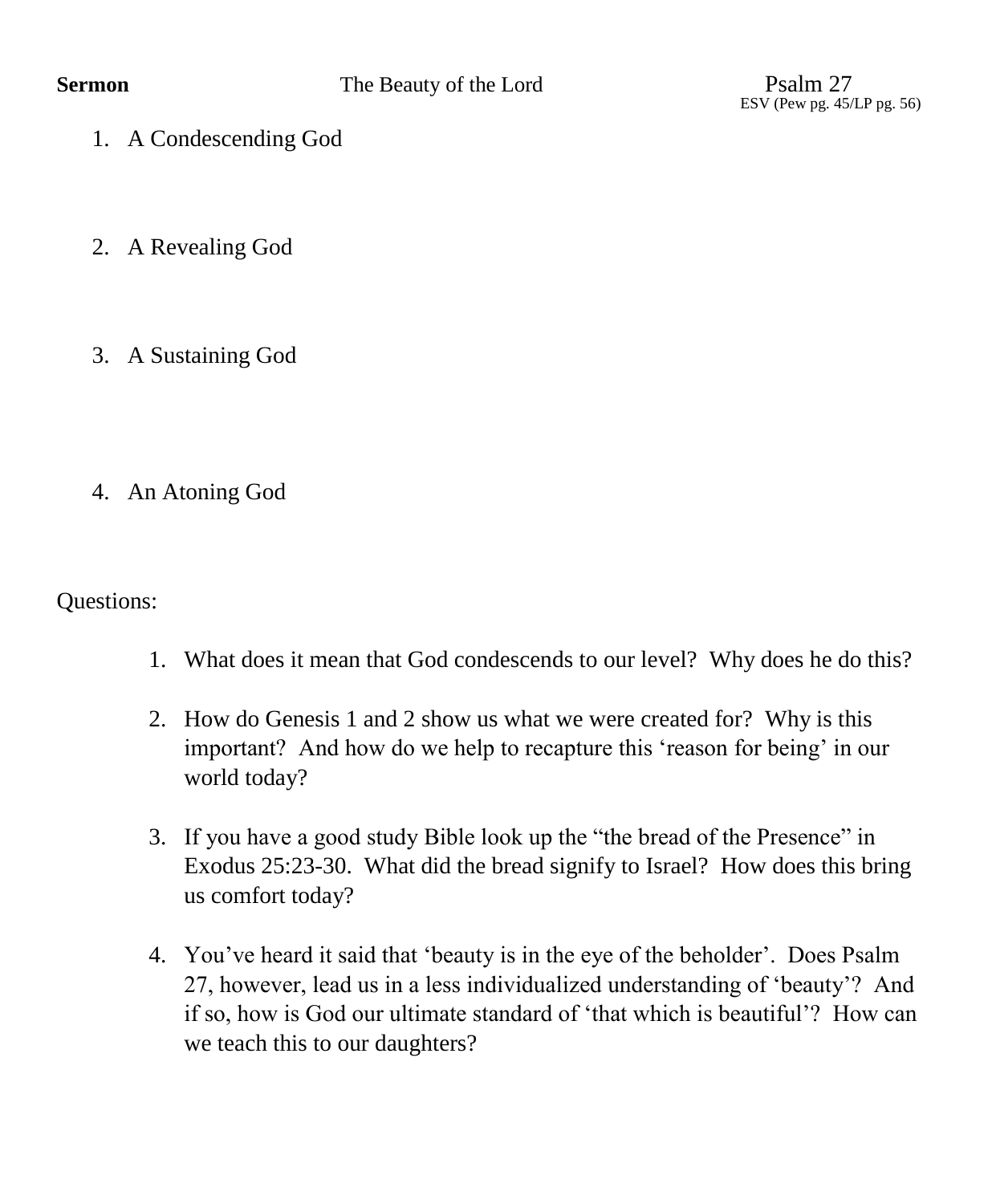**Sermon** The Beauty of the Lord Psalm 27

ESV (Pew pg. 45/LP pg. 56)

1. A Condescending God

2. A Revealing God

3. A Sustaining God

4. An Atoning God

Questions:

1. What does it mean that God condescends to our level? Why does he do this?

2. How do Genesis 1 and 2 show us what we were created for? Why is this important? And how do we help to recapture this 'reason for being' in our world today?

3. If you have a good study Bible look up the "the bread of the Presence" in Exodus 25:23-30. What did the bread signify to Israel? How does this bring us comfort today?

4. You've heard it said that 'beauty is in the eye of the beholder'. Does Psalm 27, however, lead us in a less individualized understanding of 'beauty'? And if so, how is God our ultimate standard of 'that which is beautiful'? How can we teach this to our daughters?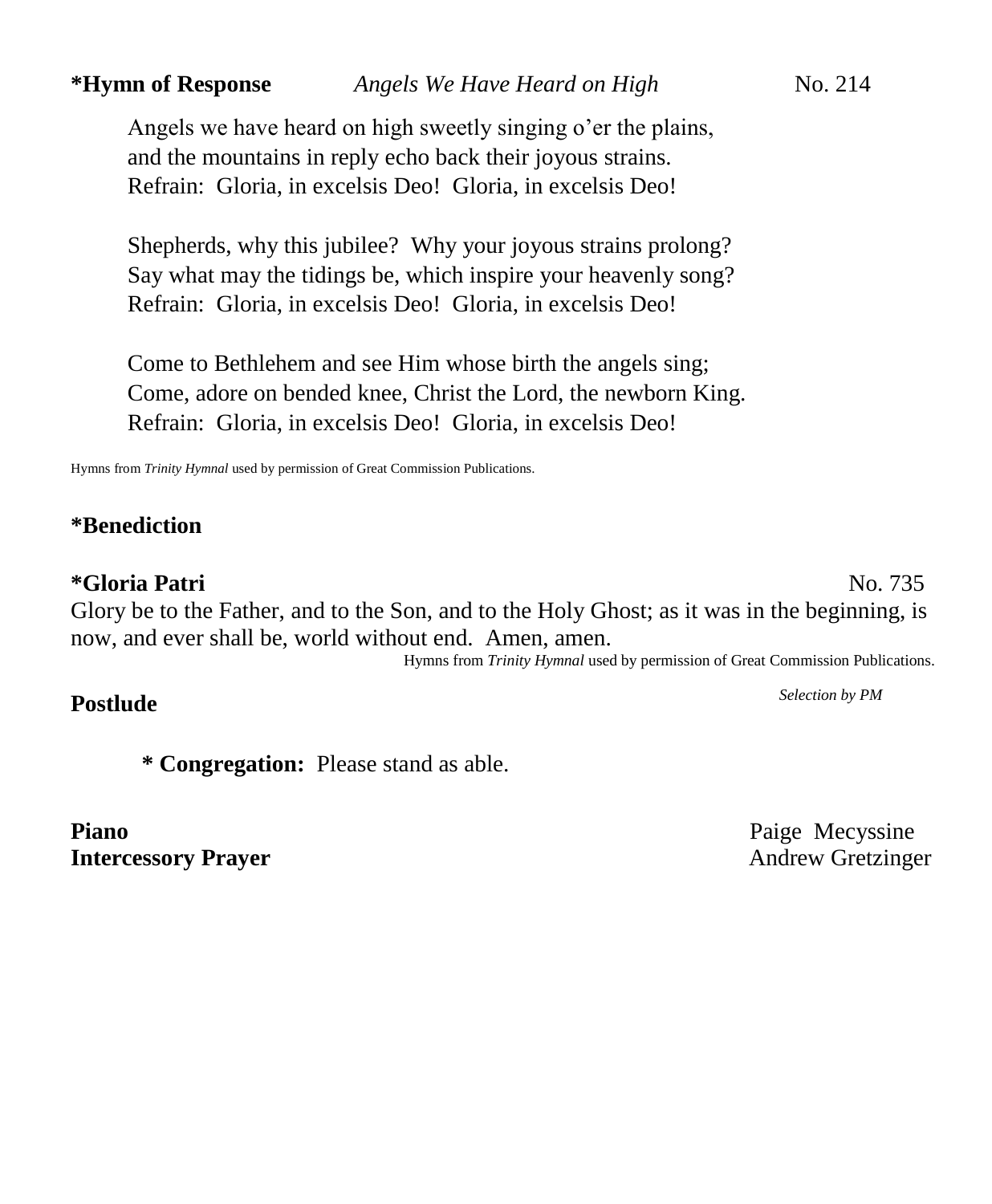**\*Hymn of Response** *Angels We Have Heard on High* No. 214

Angels we have heard on high sweetly singing o'er the plains,
and the mountains in reply echo back their joyous strains.
Refrain: Gloria, in excelsis Deo! Gloria, in excelsis Deo!

Shepherds, why this jubilee? Why your joyous strains prolong?
Say what may the tidings be, which inspire your heavenly song?
Refrain: Gloria, in excelsis Deo! Gloria, in excelsis Deo!

Come to Bethlehem and see Him whose birth the angels sing;
Come, adore on bended knee, Christ the Lord, the newborn King.
Refrain: Gloria, in excelsis Deo! Gloria, in excelsis Deo!

Hymns from *Trinity Hymnal* used by permission of Great Commission Publications.

**\*Benediction**

**\*Gloria Patri** No. 735

Glory be to the Father, and to the Son, and to the Holy Ghost; as it was in the beginning, is now, and ever shall be, world without end. Amen, amen.

Hymns from *Trinity Hymnal* used by permission of Great Commission Publications.

**Postlude** *Selection by PM*

**\* Congregation:** Please stand as able.

**Piano** Paige Mecyssine
**Intercessory Prayer** Andrew Gretzinger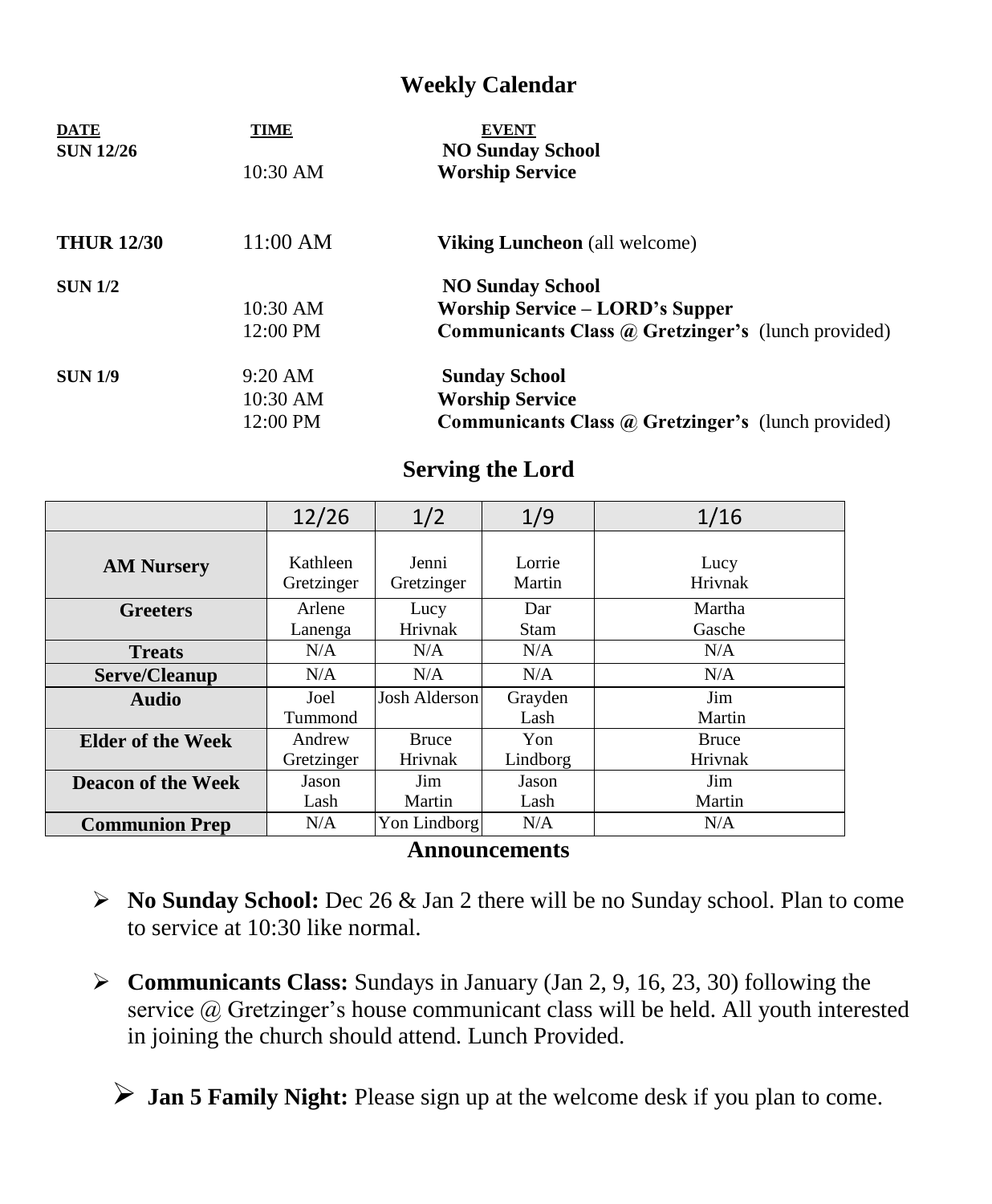## Weekly Calendar

| DATE | TIME | EVENT |
|---|---|---|
| **SUN 12/26** | | **NO Sunday School** |
| | 10:30 AM | **Worship Service** |
| **THUR 12/30** | 11:00 AM | **Viking Luncheon** (all welcome) |
| **SUN 1/2** | | **NO Sunday School** |
| | 10:30 AM | **Worship Service – LORD's Supper** |
| | 12:00 PM | **Communicants Class @ Gretzinger's** (lunch provided) |
| **SUN 1/9** | 9:20 AM | **Sunday School** |
| | 10:30 AM | **Worship Service** |
| | 12:00 PM | **Communicants Class @ Gretzinger's** (lunch provided) |

## Serving the Lord

| | 12/26 | 1/2 | 1/9 | 1/16 |
|---|---|---|---|---|
| **AM Nursery** | Kathleen Gretzinger | Jenni Gretzinger | Lorrie Martin | Lucy Hrivnak |
| **Greeters** | Arlene Lanenga | Lucy Hrivnak | Dar Stam | Martha Gasche |
| **Treats** | N/A | N/A | N/A | N/A |
| **Serve/Cleanup** | N/A | N/A | N/A | N/A |
| **Audio** | Joel Tummond | Josh Alderson | Grayden Lash | Jim Martin |
| **Elder of the Week** | Andrew Gretzinger | Bruce Hrivnak | Yon Lindborg | Bruce Hrivnak |
| **Deacon of the Week** | Jason Lash | Jim Martin | Jason Lash | Jim Martin |
| **Communion Prep** | N/A | Yon Lindborg | N/A | N/A |

## Announcements

- **No Sunday School:** Dec 26 & Jan 2 there will be no Sunday school. Plan to come to service at 10:30 like normal.
- **Communicants Class:** Sundays in January (Jan 2, 9, 16, 23, 30) following the service @ Gretzinger's house communicant class will be held. All youth interested in joining the church should attend. Lunch Provided.
- **Jan 5 Family Night:** Please sign up at the welcome desk if you plan to come.